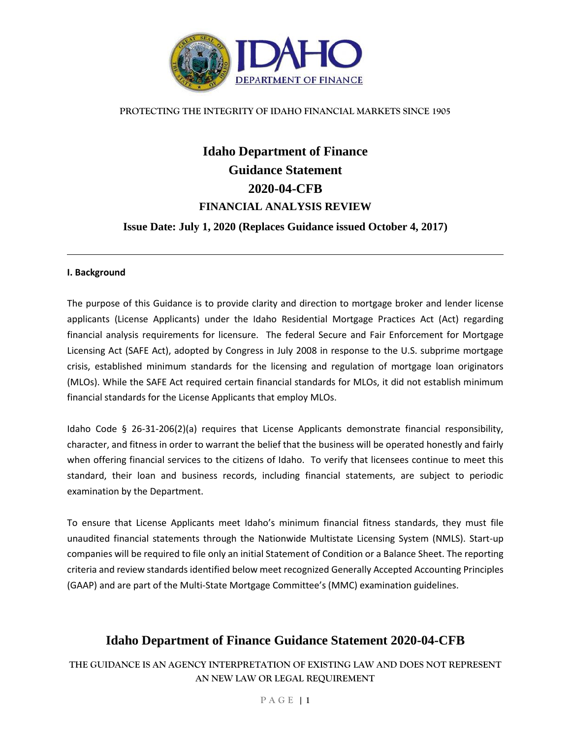**IDAHO DEPARTMENT OF FINANCE**

PROTECTING THE INTEGRITY OF IDAHO FINANCIAL MARKETS SINCE 1905

# Idaho Department of Finance
# Guidance Statement
# 2020-04-CFB
## FINANCIAL ANALYSIS REVIEW

**Issue Date: July 1, 2020 (Replaces Guidance issued October 4, 2017)**

---

### I. Background

The purpose of this Guidance is to provide clarity and direction to mortgage broker and lender license applicants (License Applicants) under the Idaho Residential Mortgage Practices Act (Act) regarding financial analysis requirements for licensure. The federal Secure and Fair Enforcement for Mortgage Licensing Act (SAFE Act), adopted by Congress in July 2008 in response to the U.S. subprime mortgage crisis, established minimum standards for the licensing and regulation of mortgage loan originators (MLOs). While the SAFE Act required certain financial standards for MLOs, it did not establish minimum financial standards for the License Applicants that employ MLOs.

Idaho Code § 26-31-206(2)(a) requires that License Applicants demonstrate financial responsibility, character, and fitness in order to warrant the belief that the business will be operated honestly and fairly when offering financial services to the citizens of Idaho. To verify that licensees continue to meet this standard, their loan and business records, including financial statements, are subject to periodic examination by the Department.

To ensure that License Applicants meet Idaho's minimum financial fitness standards, they must file unaudited financial statements through the Nationwide Multistate Licensing System (NMLS). Start-up companies will be required to file only an initial Statement of Condition or a Balance Sheet. The reporting criteria and review standards identified below meet recognized Generally Accepted Accounting Principles (GAAP) and are part of the Multi-State Mortgage Committee's (MMC) examination guidelines.

## Idaho Department of Finance Guidance Statement 2020-04-CFB

THE GUIDANCE IS AN AGENCY INTERPRETATION OF EXISTING LAW AND DOES NOT REPRESENT AN NEW LAW OR LEGAL REQUIREMENT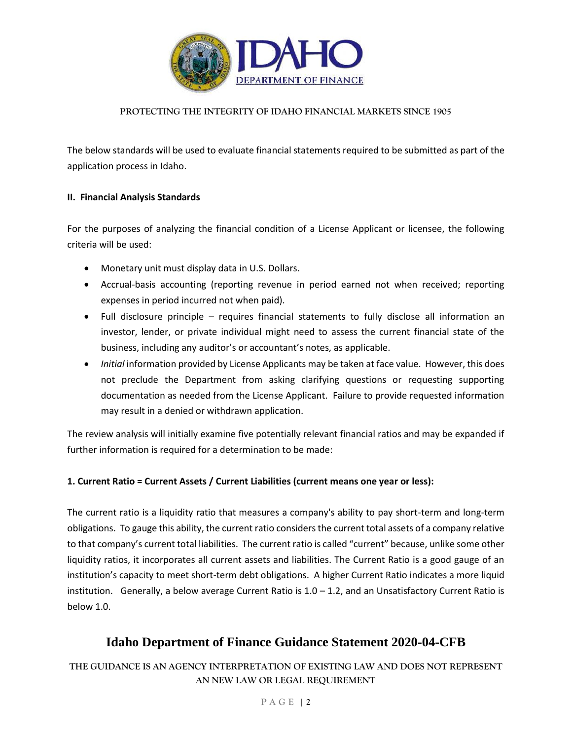The below standards will be used to evaluate financial statements required to be submitted as part of the application process in Idaho.

**II. Financial Analysis Standards**

For the purposes of analyzing the financial condition of a License Applicant or licensee, the following criteria will be used:

- Monetary unit must display data in U.S. Dollars.
- Accrual-basis accounting (reporting revenue in period earned not when received; reporting expenses in period incurred not when paid).
- Full disclosure principle – requires financial statements to fully disclose all information an investor, lender, or private individual might need to assess the current financial state of the business, including any auditor's or accountant's notes, as applicable.
- *Initial* information provided by License Applicants may be taken at face value. However, this does not preclude the Department from asking clarifying questions or requesting supporting documentation as needed from the License Applicant. Failure to provide requested information may result in a denied or withdrawn application.

The review analysis will initially examine five potentially relevant financial ratios and may be expanded if further information is required for a determination to be made:

**1. Current Ratio = Current Assets / Current Liabilities (current means one year or less):**

The current ratio is a liquidity ratio that measures a company's ability to pay short-term and long-term obligations. To gauge this ability, the current ratio considers the current total assets of a company relative to that company's current total liabilities. The current ratio is called "current" because, unlike some other liquidity ratios, it incorporates all current assets and liabilities. The Current Ratio is a good gauge of an institution's capacity to meet short-term debt obligations. A higher Current Ratio indicates a more liquid institution. Generally, a below average Current Ratio is 1.0 – 1.2, and an Unsatisfactory Current Ratio is below 1.0.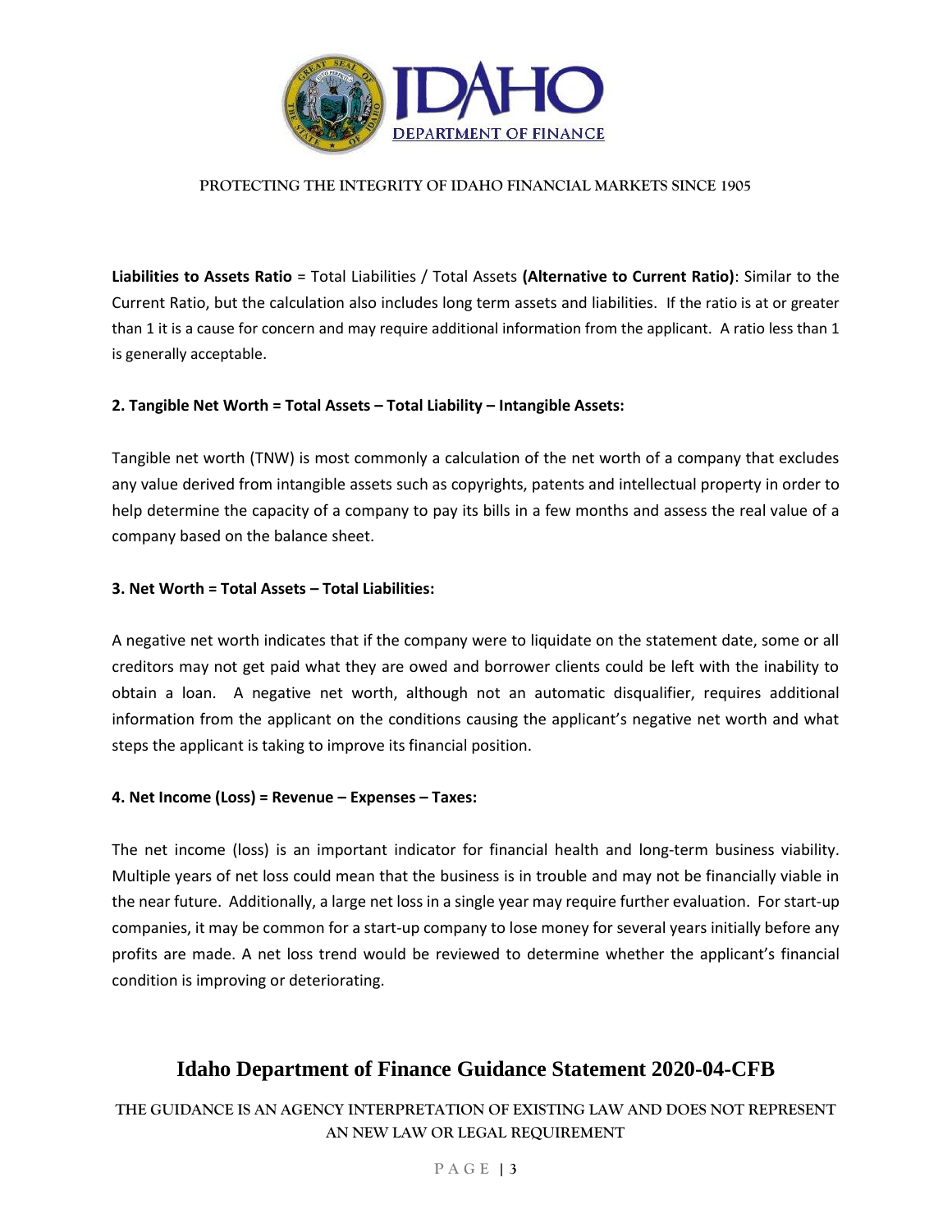**Liabilities to Assets Ratio** = Total Liabilities / Total Assets **(Alternative to Current Ratio)**: Similar to the Current Ratio, but the calculation also includes long term assets and liabilities. If the ratio is at or greater than 1 it is a cause for concern and may require additional information from the applicant. A ratio less than 1 is generally acceptable.

**2. Tangible Net Worth = Total Assets – Total Liability – Intangible Assets:**

Tangible net worth (TNW) is most commonly a calculation of the net worth of a company that excludes any value derived from intangible assets such as copyrights, patents and intellectual property in order to help determine the capacity of a company to pay its bills in a few months and assess the real value of a company based on the balance sheet.

**3. Net Worth = Total Assets – Total Liabilities:**

A negative net worth indicates that if the company were to liquidate on the statement date, some or all creditors may not get paid what they are owed and borrower clients could be left with the inability to obtain a loan. A negative net worth, although not an automatic disqualifier, requires additional information from the applicant on the conditions causing the applicant's negative net worth and what steps the applicant is taking to improve its financial position.

**4. Net Income (Loss) = Revenue – Expenses – Taxes:**

The net income (loss) is an important indicator for financial health and long-term business viability. Multiple years of net loss could mean that the business is in trouble and may not be financially viable in the near future. Additionally, a large net loss in a single year may require further evaluation. For start-up companies, it may be common for a start-up company to lose money for several years initially before any profits are made. A net loss trend would be reviewed to determine whether the applicant's financial condition is improving or deteriorating.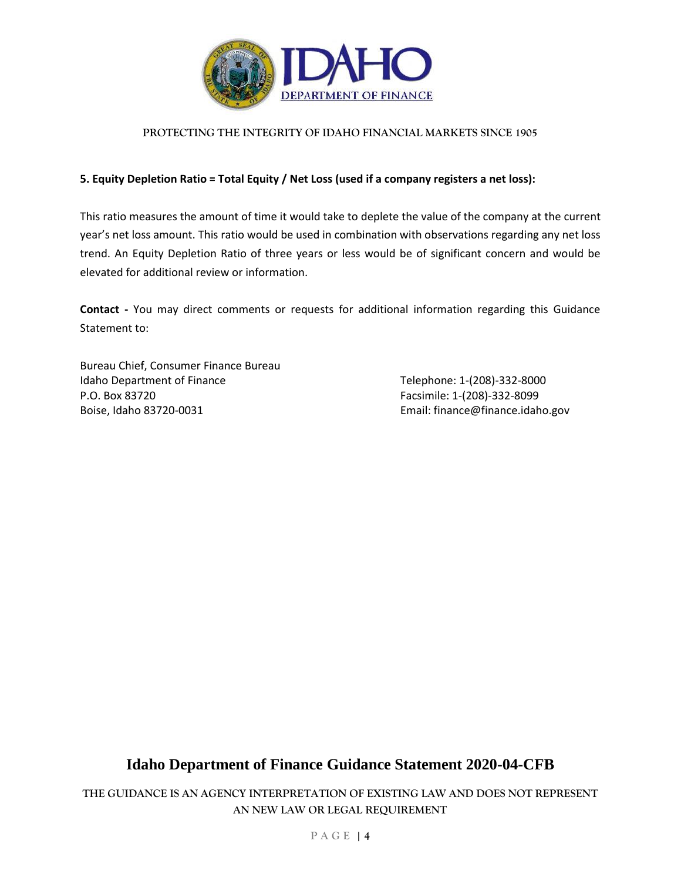**5. Equity Depletion Ratio = Total Equity / Net Loss (used if a company registers a net loss):**

This ratio measures the amount of time it would take to deplete the value of the company at the current year's net loss amount. This ratio would be used in combination with observations regarding any net loss trend. An Equity Depletion Ratio of three years or less would be of significant concern and would be elevated for additional review or information.

**Contact -** You may direct comments or requests for additional information regarding this Guidance Statement to:

Bureau Chief, Consumer Finance Bureau
Idaho Department of Finance
P.O. Box 83720
Boise, Idaho 83720-0031

Telephone: 1-(208)-332-8000
Facsimile: 1-(208)-332-8099
Email: finance@finance.idaho.gov